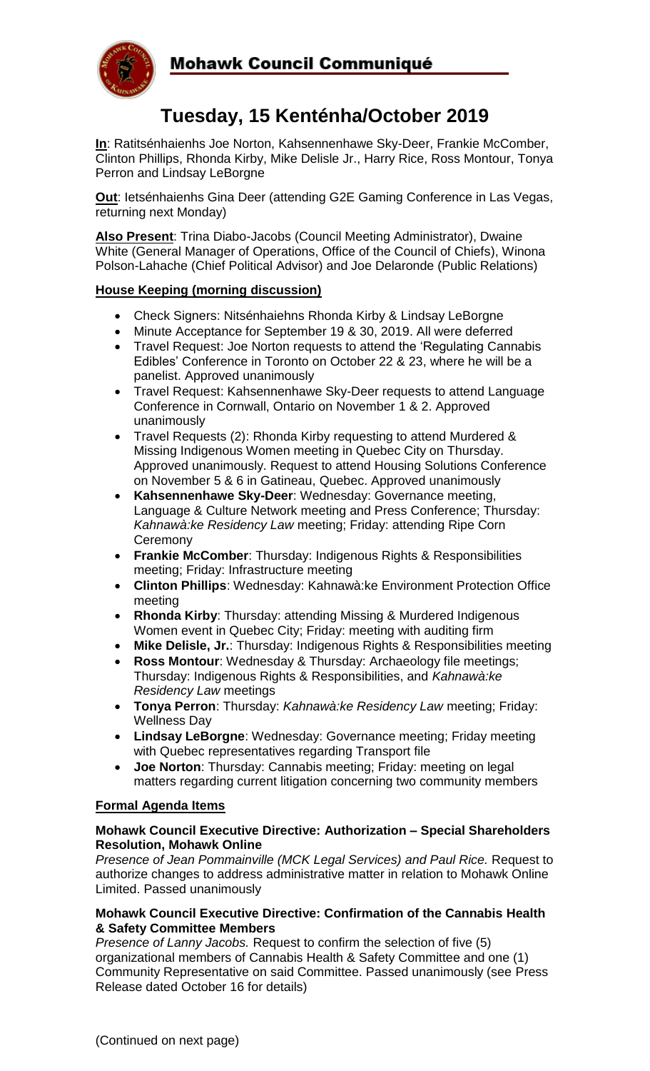# Mohawk Council Communiqué

## Tuesday, 15 Kenténha/October 2019

**In**: Ratitsénhaienhs Joe Norton, Kahsennenhawe Sky-Deer, Frankie McComber, Clinton Phillips, Rhonda Kirby, Mike Delisle Jr., Harry Rice, Ross Montour, Tonya Perron and Lindsay LeBorgne

**Out**: Ietsénhaienhs Gina Deer (attending G2E Gaming Conference in Las Vegas, returning next Monday)

**Also Present**: Trina Diabo-Jacobs (Council Meeting Administrator), Dwaine White (General Manager of Operations, Office of the Council of Chiefs), Winona Polson-Lahache (Chief Political Advisor) and Joe Delaronde (Public Relations)

### House Keeping (morning discussion)

- Check Signers: Nitsénhaiehns Rhonda Kirby & Lindsay LeBorgne
- Minute Acceptance for September 19 & 30, 2019. All were deferred
- Travel Request: Joe Norton requests to attend the 'Regulating Cannabis Edibles' Conference in Toronto on October 22 & 23, where he will be a panelist. Approved unanimously
- Travel Request: Kahsennenhawe Sky-Deer requests to attend Language Conference in Cornwall, Ontario on November 1 & 2. Approved unanimously
- Travel Requests (2): Rhonda Kirby requesting to attend Murdered & Missing Indigenous Women meeting in Quebec City on Thursday. Approved unanimously. Request to attend Housing Solutions Conference on November 5 & 6 in Gatineau, Quebec. Approved unanimously
- **Kahsennenhawe Sky-Deer**: Wednesday: Governance meeting, Language & Culture Network meeting and Press Conference; Thursday: *Kahnawà:ke Residency Law* meeting; Friday: attending Ripe Corn Ceremony
- **Frankie McComber**: Thursday: Indigenous Rights & Responsibilities meeting; Friday: Infrastructure meeting
- **Clinton Phillips**: Wednesday: Kahnawà:ke Environment Protection Office meeting
- **Rhonda Kirby**: Thursday: attending Missing & Murdered Indigenous Women event in Quebec City; Friday: meeting with auditing firm
- **Mike Delisle, Jr.**: Thursday: Indigenous Rights & Responsibilities meeting
- **Ross Montour**: Wednesday & Thursday: Archaeology file meetings; Thursday: Indigenous Rights & Responsibilities, and *Kahnawà:ke Residency Law* meetings
- **Tonya Perron**: Thursday: *Kahnawà:ke Residency Law* meeting; Friday: Wellness Day
- **Lindsay LeBorgne**: Wednesday: Governance meeting; Friday meeting with Quebec representatives regarding Transport file
- **Joe Norton**: Thursday: Cannabis meeting; Friday: meeting on legal matters regarding current litigation concerning two community members

### Formal Agenda Items

**Mohawk Council Executive Directive: Authorization – Special Shareholders Resolution, Mohawk Online**

*Presence of Jean Pommainville (MCK Legal Services) and Paul Rice.* Request to authorize changes to address administrative matter in relation to Mohawk Online Limited. Passed unanimously

**Mohawk Council Executive Directive: Confirmation of the Cannabis Health & Safety Committee Members**

*Presence of Lanny Jacobs.* Request to confirm the selection of five (5) organizational members of Cannabis Health & Safety Committee and one (1) Community Representative on said Committee. Passed unanimously (see Press Release dated October 16 for details)

(Continued on next page)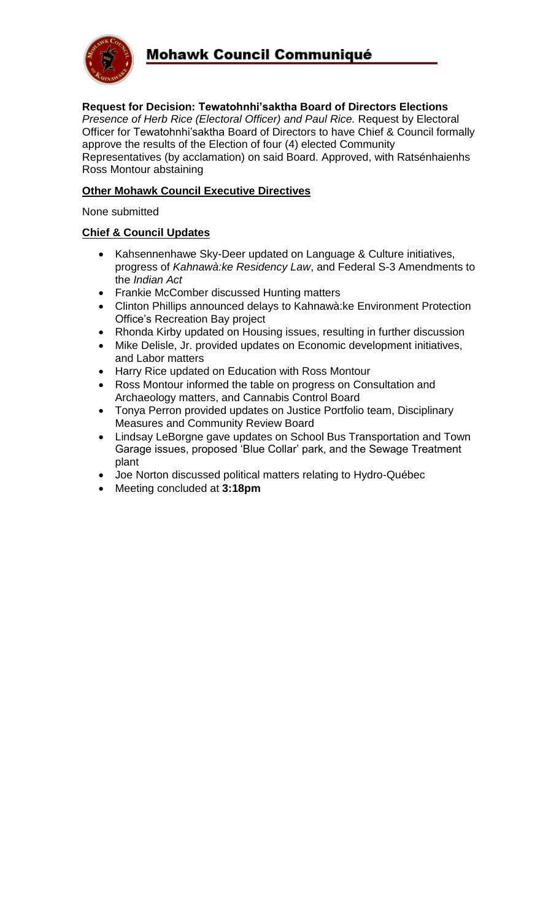**Request for Decision: Tewatohnhi'saktha Board of Directors Elections**

*Presence of Herb Rice (Electoral Officer) and Paul Rice.* Request by Electoral Officer for Tewatohnhi'saktha Board of Directors to have Chief & Council formally approve the results of the Election of four (4) elected Community Representatives (by acclamation) on said Board. Approved, with Ratsénhaienhs Ross Montour abstaining

**Other Mohawk Council Executive Directives**

None submitted

**Chief & Council Updates**

- Kahsennenhawe Sky-Deer updated on Language & Culture initiatives, progress of *Kahnawà:ke Residency Law*, and Federal S-3 Amendments to the *Indian Act*
- Frankie McComber discussed Hunting matters
- Clinton Phillips announced delays to Kahnawà:ke Environment Protection Office's Recreation Bay project
- Rhonda Kirby updated on Housing issues, resulting in further discussion
- Mike Delisle, Jr. provided updates on Economic development initiatives, and Labor matters
- Harry Rice updated on Education with Ross Montour
- Ross Montour informed the table on progress on Consultation and Archaeology matters, and Cannabis Control Board
- Tonya Perron provided updates on Justice Portfolio team, Disciplinary Measures and Community Review Board
- Lindsay LeBorgne gave updates on School Bus Transportation and Town Garage issues, proposed 'Blue Collar' park, and the Sewage Treatment plant
- Joe Norton discussed political matters relating to Hydro-Québec
- Meeting concluded at **3:18pm**